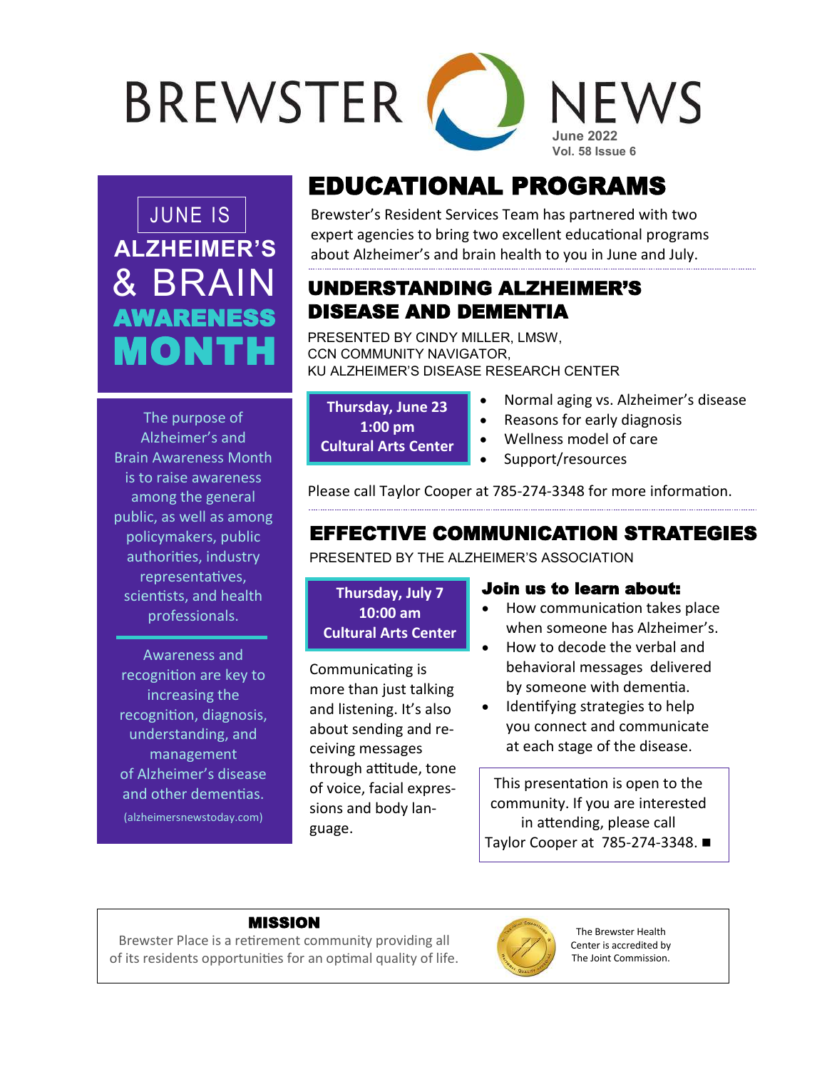# BREWSTER NEWS

June 2022
Vol. 58 Issue 6

## JUNE IS ALZHEIMER'S & BRAIN AWARENESS MONTH

The purpose of Alzheimer's and Brain Awareness Month is to raise awareness among the general public, as well as among policymakers, public authorities, industry representatives, scientists, and health professionals.

Awareness and recognition are key to increasing the recognition, diagnosis, understanding, and management of Alzheimer's disease and other dementias.

(alzheimersnewstoday.com)

# EDUCATIONAL PROGRAMS

Brewster's Resident Services Team has partnered with two expert agencies to bring two excellent educational programs about Alzheimer's and brain health to you in June and July.

## UNDERSTANDING ALZHEIMER'S DISEASE AND DEMENTIA

PRESENTED BY CINDY MILLER, LMSW,
CCN COMMUNITY NAVIGATOR,
KU ALZHEIMER'S DISEASE RESEARCH CENTER

**Thursday, June 23**
**1:00 pm**
**Cultural Arts Center**

- Normal aging vs. Alzheimer's disease
- Reasons for early diagnosis
- Wellness model of care
- Support/resources

Please call Taylor Cooper at 785-274-3348 for more information.

## EFFECTIVE COMMUNICATION STRATEGIES

PRESENTED BY THE ALZHEIMER'S ASSOCIATION

**Thursday, July 7**
**10:00 am**
**Cultural Arts Center**

Communicating is more than just talking and listening. It's also about sending and receiving messages through attitude, tone of voice, facial expressions and body language.

### Join us to learn about:

- How communication takes place when someone has Alzheimer's.
- How to decode the verbal and behavioral messages delivered by someone with dementia.
- Identifying strategies to help you connect and communicate at each stage of the disease.

This presentation is open to the community. If you are interested in attending, please call Taylor Cooper at 785-274-3348. ■

### MISSION

Brewster Place is a retirement community providing all of its residents opportunities for an optimal quality of life.

The Brewster Health Center is accredited by The Joint Commission.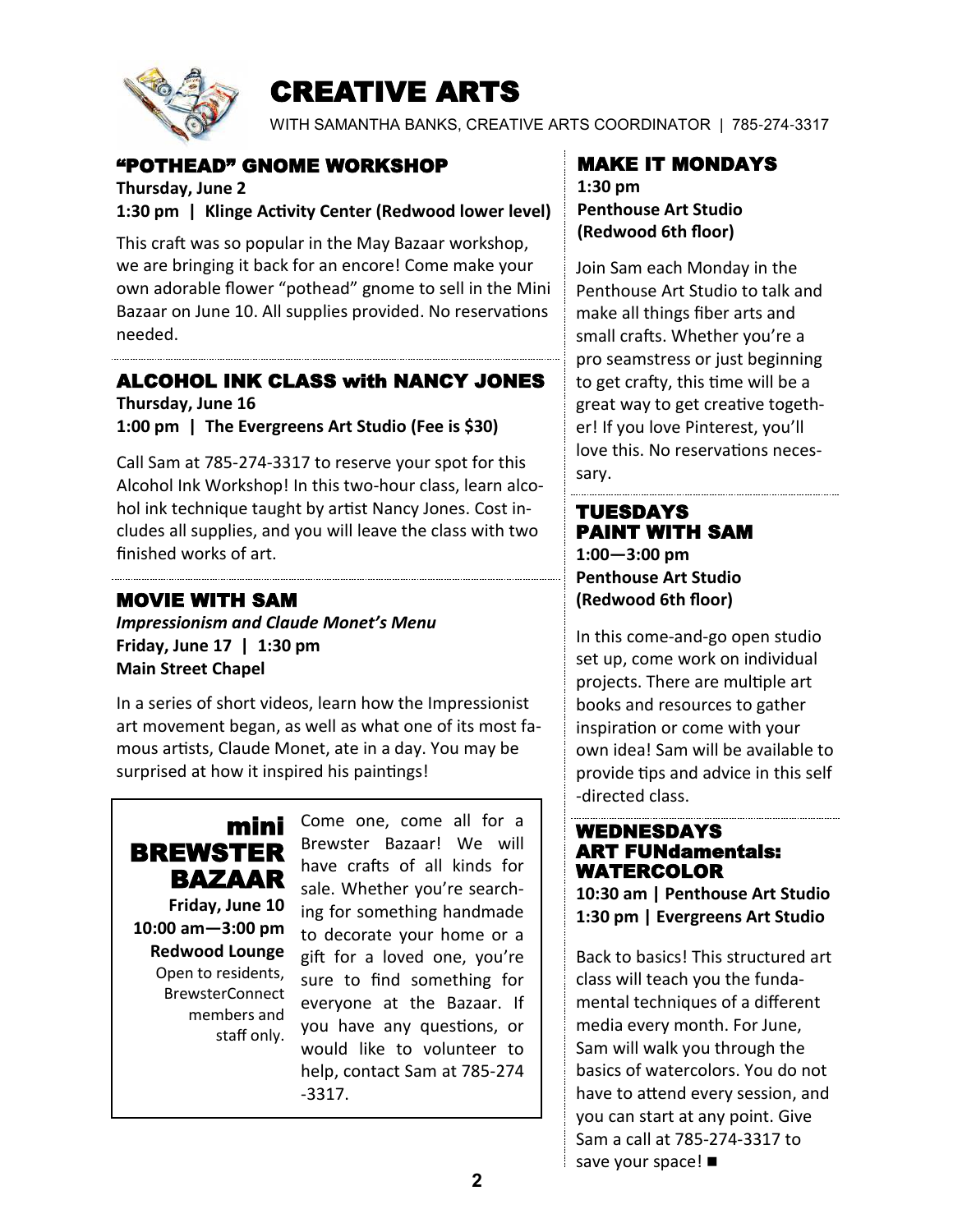# CREATIVE ARTS

WITH SAMANTHA BANKS, CREATIVE ARTS COORDINATOR | 785-274-3317

## "POTHEAD" GNOME WORKSHOP

**Thursday, June 2**
**1:30 pm | Klinge Activity Center (Redwood lower level)**

This craft was so popular in the May Bazaar workshop, we are bringing it back for an encore! Come make your own adorable flower "pothead" gnome to sell in the Mini Bazaar on June 10. All supplies provided. No reservations needed.

## ALCOHOL INK CLASS with NANCY JONES

**Thursday, June 16**
**1:00 pm | The Evergreens Art Studio (Fee is $30)**

Call Sam at 785-274-3317 to reserve your spot for this Alcohol Ink Workshop! In this two-hour class, learn alcohol ink technique taught by artist Nancy Jones. Cost includes all supplies, and you will leave the class with two finished works of art.

## MOVIE WITH SAM

***Impressionism and Claude Monet's Menu***
**Friday, June 17 | 1:30 pm**
**Main Street Chapel**

In a series of short videos, learn how the Impressionist art movement began, as well as what one of its most famous artists, Claude Monet, ate in a day. You may be surprised at how it inspired his paintings!

## mini BREWSTER BAZAAR

**Friday, June 10**
**10:00 am—3:00 pm**
**Redwood Lounge**
Open to residents, BrewsterConnect members and staff only.

Come one, come all for a Brewster Bazaar! We will have crafts of all kinds for sale. Whether you're searching for something handmade to decorate your home or a gift for a loved one, you're sure to find something for everyone at the Bazaar. If you have any questions, or would like to volunteer to help, contact Sam at 785-274-3317.

## MAKE IT MONDAYS

**1:30 pm**
**Penthouse Art Studio (Redwood 6th floor)**

Join Sam each Monday in the Penthouse Art Studio to talk and make all things fiber arts and small crafts. Whether you're a pro seamstress or just beginning to get crafty, this time will be a great way to get creative together! If you love Pinterest, you'll love this. No reservations necessary.

## TUESDAYS PAINT WITH SAM

**1:00—3:00 pm**
**Penthouse Art Studio (Redwood 6th floor)**

In this come-and-go open studio set up, come work on individual projects. There are multiple art books and resources to gather inspiration or come with your own idea! Sam will be available to provide tips and advice in this self-directed class.

## WEDNESDAYS ART FUNdamentals: WATERCOLOR

**10:30 am | Penthouse Art Studio**
**1:30 pm | Evergreens Art Studio**

Back to basics! This structured art class will teach you the fundamental techniques of a different media every month. For June, Sam will walk you through the basics of watercolors. You do not have to attend every session, and you can start at any point. Give Sam a call at 785-274-3317 to save your space! ■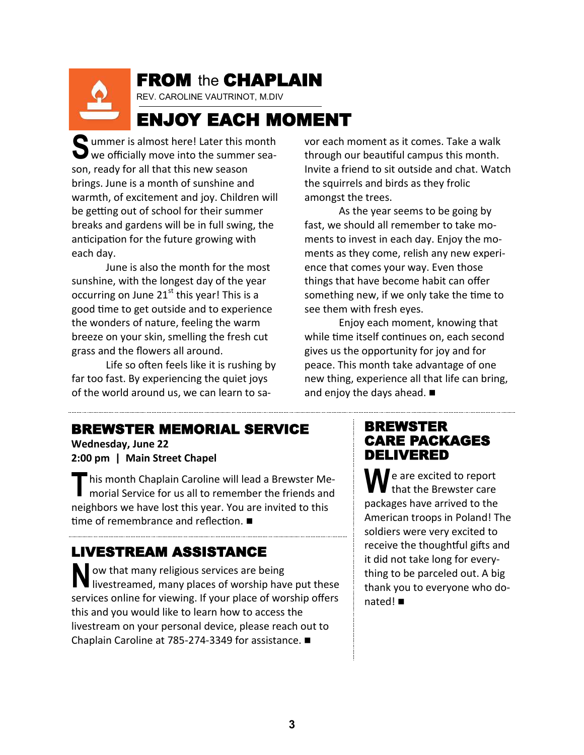# FROM the CHAPLAIN

REV. CAROLINE VAUTRINOT, M.DIV

## ENJOY EACH MOMENT

Summer is almost here! Later this month we officially move into the summer season, ready for all that this new season brings. June is a month of sunshine and warmth, of excitement and joy. Children will be getting out of school for their summer breaks and gardens will be in full swing, the anticipation for the future growing with each day.

June is also the month for the most sunshine, with the longest day of the year occurring on June 21st this year! This is a good time to get outside and to experience the wonders of nature, feeling the warm breeze on your skin, smelling the fresh cut grass and the flowers all around.

Life so often feels like it is rushing by far too fast. By experiencing the quiet joys of the world around us, we can learn to savor each moment as it comes. Take a walk through our beautiful campus this month. Invite a friend to sit outside and chat. Watch the squirrels and birds as they frolic amongst the trees.

As the year seems to be going by fast, we should all remember to take moments to invest in each day. Enjoy the moments as they come, relish any new experience that comes your way. Even those things that have become habit can offer something new, if we only take the time to see them with fresh eyes.

Enjoy each moment, knowing that while time itself continues on, each second gives us the opportunity for joy and for peace. This month take advantage of one new thing, experience all that life can bring, and enjoy the days ahead. ■

---

## BREWSTER MEMORIAL SERVICE

**Wednesday, June 22**
**2:00 pm | Main Street Chapel**

This month Chaplain Caroline will lead a Brewster Memorial Service for us all to remember the friends and neighbors we have lost this year. You are invited to this time of remembrance and reflection. ■

## LIVESTREAM ASSISTANCE

Now that many religious services are being livestreamed, many places of worship have put these services online for viewing. If your place of worship offers this and you would like to learn how to access the livestream on your personal device, please reach out to Chaplain Caroline at 785-274-3349 for assistance. ■

## BREWSTER CARE PACKAGES DELIVERED

We are excited to report that the Brewster care packages have arrived to the American troops in Poland! The soldiers were very excited to receive the thoughtful gifts and it did not take long for everything to be parceled out. A big thank you to everyone who donated! ■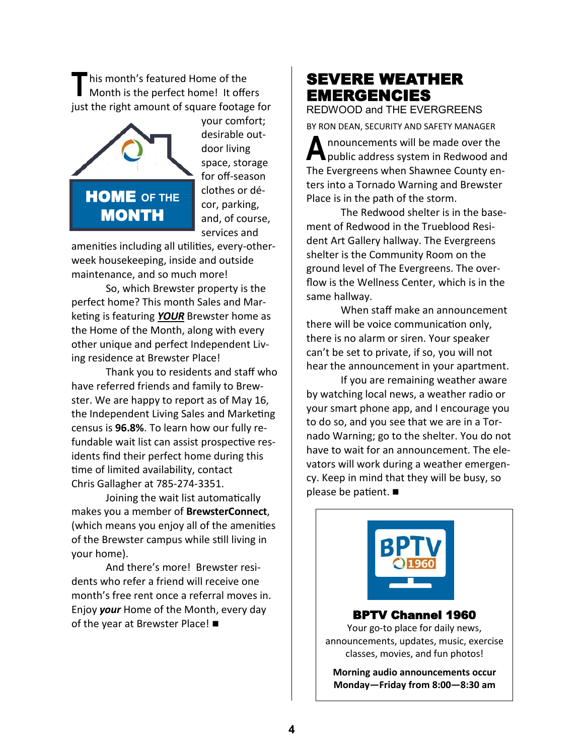## HOME OF THE MONTH

This month's featured Home of the Month is the perfect home! It offers just the right amount of square footage for your comfort; desirable outdoor living space, storage for off-season clothes or décor, parking, and, of course, services and amenities including all utilities, every-other-week housekeeping, inside and outside maintenance, and so much more!

So, which Brewster property is the perfect home? This month Sales and Marketing is featuring ***YOUR*** Brewster home as the Home of the Month, along with every other unique and perfect Independent Living residence at Brewster Place!

Thank you to residents and staff who have referred friends and family to Brewster. We are happy to report as of May 16, the Independent Living Sales and Marketing census is **96.8%**. To learn how our fully refundable wait list can assist prospective residents find their perfect home during this time of limited availability, contact Chris Gallagher at 785-274-3351.

Joining the wait list automatically makes you a member of **BrewsterConnect**, (which means you enjoy all of the amenities of the Brewster campus while still living in your home).

And there's more! Brewster residents who refer a friend will receive one month's free rent once a referral moves in. Enjoy ***your*** Home of the Month, every day of the year at Brewster Place! ■

# SEVERE WEATHER EMERGENCIES

REDWOOD and THE EVERGREENS

BY RON DEAN, SECURITY AND SAFETY MANAGER

Announcements will be made over the public address system in Redwood and The Evergreens when Shawnee County enters into a Tornado Warning and Brewster Place is in the path of the storm.

The Redwood shelter is in the basement of Redwood in the Trueblood Resident Art Gallery hallway. The Evergreens shelter is the Community Room on the ground level of The Evergreens. The overflow is the Wellness Center, which is in the same hallway.

When staff make an announcement there will be voice communication only, there is no alarm or siren. Your speaker can't be set to private, if so, you will not hear the announcement in your apartment.

If you are remaining weather aware by watching local news, a weather radio or your smart phone app, and I encourage you to do so, and you see that we are in a Tornado Warning; go to the shelter. You do not have to wait for an announcement. The elevators will work during a weather emergency. Keep in mind that they will be busy, so please be patient. ■

**BPTV Channel 1960**

Your go-to place for daily news, announcements, updates, music, exercise classes, movies, and fun photos!

**Morning audio announcements occur Monday—Friday from 8:00—8:30 am**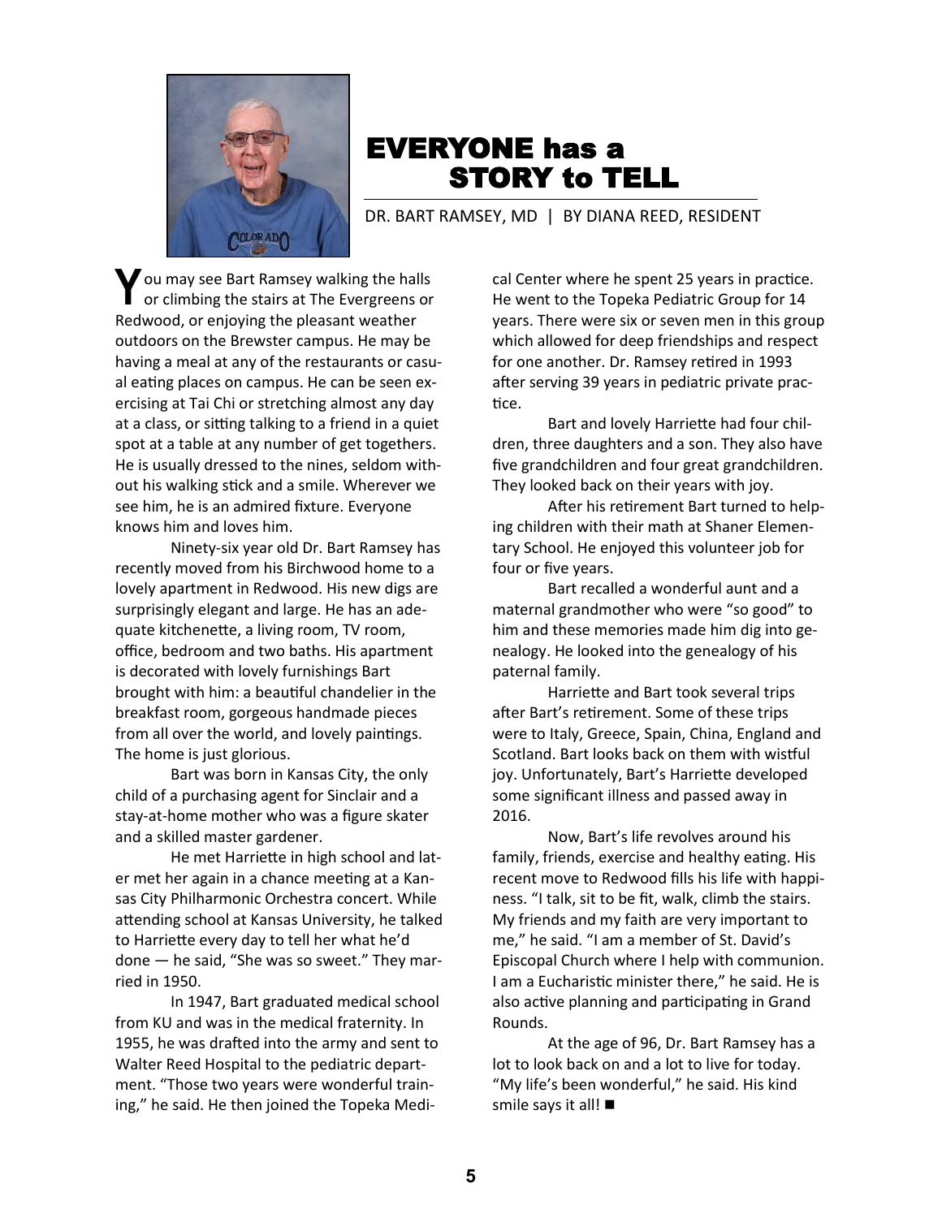# EVERYONE has a STORY to TELL

DR. BART RAMSEY, MD | BY DIANA REED, RESIDENT

You may see Bart Ramsey walking the halls or climbing the stairs at The Evergreens or Redwood, or enjoying the pleasant weather outdoors on the Brewster campus. He may be having a meal at any of the restaurants or casual eating places on campus. He can be seen exercising at Tai Chi or stretching almost any day at a class, or sitting talking to a friend in a quiet spot at a table at any number of get togethers. He is usually dressed to the nines, seldom without his walking stick and a smile. Wherever we see him, he is an admired fixture. Everyone knows him and loves him.

Ninety-six year old Dr. Bart Ramsey has recently moved from his Birchwood home to a lovely apartment in Redwood. His new digs are surprisingly elegant and large. He has an adequate kitchenette, a living room, TV room, office, bedroom and two baths. His apartment is decorated with lovely furnishings Bart brought with him: a beautiful chandelier in the breakfast room, gorgeous handmade pieces from all over the world, and lovely paintings. The home is just glorious.

Bart was born in Kansas City, the only child of a purchasing agent for Sinclair and a stay-at-home mother who was a figure skater and a skilled master gardener.

He met Harriette in high school and later met her again in a chance meeting at a Kansas City Philharmonic Orchestra concert. While attending school at Kansas University, he talked to Harriette every day to tell her what he'd done — he said, "She was so sweet." They married in 1950.

In 1947, Bart graduated medical school from KU and was in the medical fraternity. In 1955, he was drafted into the army and sent to Walter Reed Hospital to the pediatric department. "Those two years were wonderful training," he said. He then joined the Topeka Medical Center where he spent 25 years in practice. He went to the Topeka Pediatric Group for 14 years. There were six or seven men in this group which allowed for deep friendships and respect for one another. Dr. Ramsey retired in 1993 after serving 39 years in pediatric private practice.

Bart and lovely Harriette had four children, three daughters and a son. They also have five grandchildren and four great grandchildren. They looked back on their years with joy.

After his retirement Bart turned to helping children with their math at Shaner Elementary School. He enjoyed this volunteer job for four or five years.

Bart recalled a wonderful aunt and a maternal grandmother who were "so good" to him and these memories made him dig into genealogy. He looked into the genealogy of his paternal family.

Harriette and Bart took several trips after Bart's retirement. Some of these trips were to Italy, Greece, Spain, China, England and Scotland. Bart looks back on them with wistful joy. Unfortunately, Bart's Harriette developed some significant illness and passed away in 2016.

Now, Bart's life revolves around his family, friends, exercise and healthy eating. His recent move to Redwood fills his life with happiness. "I talk, sit to be fit, walk, climb the stairs. My friends and my faith are very important to me," he said. "I am a member of St. David's Episcopal Church where I help with communion. I am a Eucharistic minister there," he said. He is also active planning and participating in Grand Rounds.

At the age of 96, Dr. Bart Ramsey has a lot to look back on and a lot to live for today. "My life's been wonderful," he said. His kind smile says it all! ■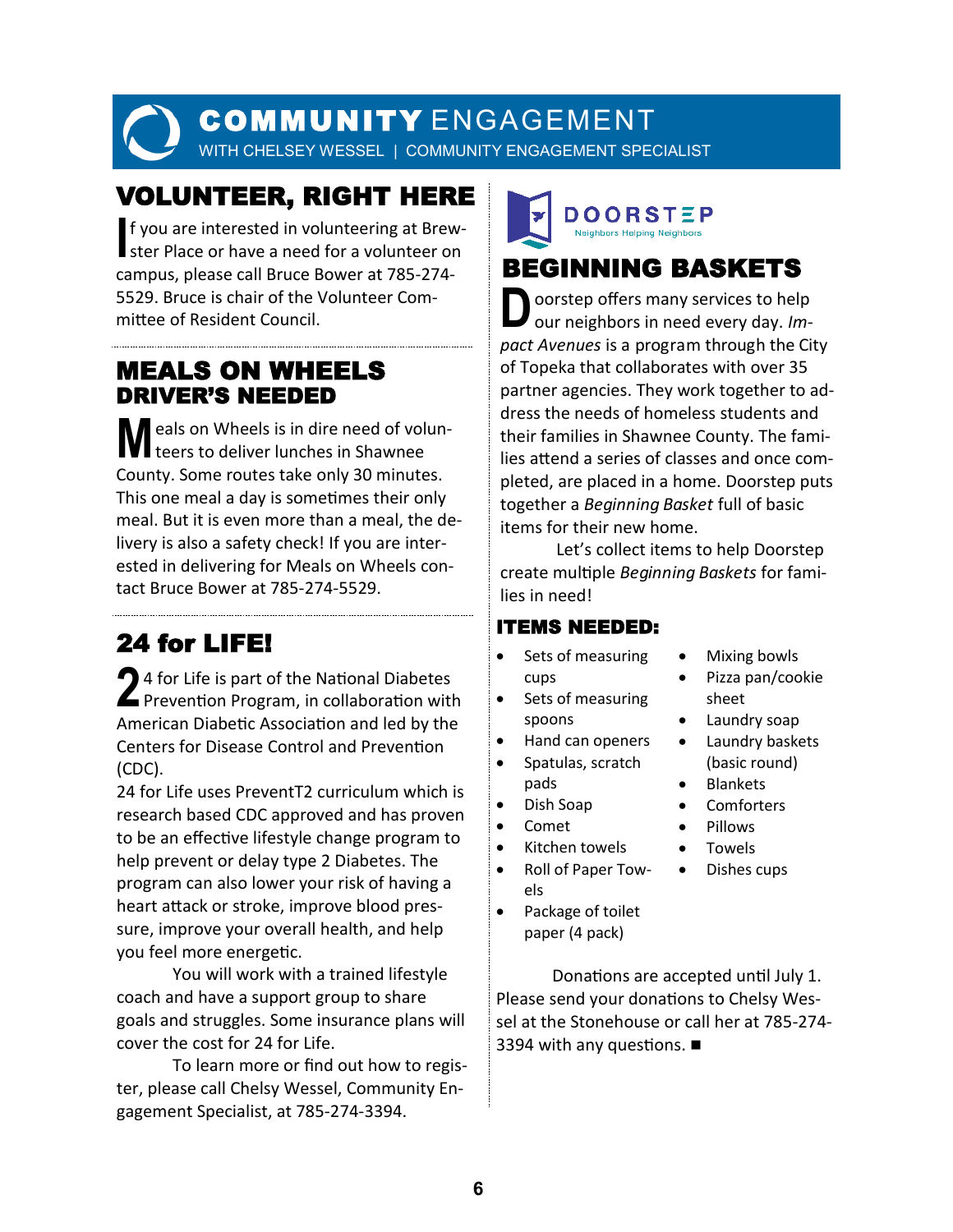# COMMUNITY ENGAGEMENT

WITH CHELSEY WESSEL | COMMUNITY ENGAGEMENT SPECIALIST

## VOLUNTEER, RIGHT HERE

If you are interested in volunteering at Brewster Place or have a need for a volunteer on campus, please call Bruce Bower at 785-274-5529. Bruce is chair of the Volunteer Committee of Resident Council.

## MEALS ON WHEELS DRIVER'S NEEDED

Meals on Wheels is in dire need of volunteers to deliver lunches in Shawnee County. Some routes take only 30 minutes. This one meal a day is sometimes their only meal. But it is even more than a meal, the delivery is also a safety check! If you are interested in delivering for Meals on Wheels contact Bruce Bower at 785-274-5529.

## 24 for LIFE!

24 for Life is part of the National Diabetes Prevention Program, in collaboration with American Diabetic Association and led by the Centers for Disease Control and Prevention (CDC).

24 for Life uses PreventT2 curriculum which is research based CDC approved and has proven to be an effective lifestyle change program to help prevent or delay type 2 Diabetes. The program can also lower your risk of having a heart attack or stroke, improve blood pressure, improve your overall health, and help you feel more energetic.

You will work with a trained lifestyle coach and have a support group to share goals and struggles. Some insurance plans will cover the cost for 24 for Life.

To learn more or find out how to register, please call Chelsy Wessel, Community Engagement Specialist, at 785-274-3394.

DOORSTEP
Neighbors Helping Neighbors

## BEGINNING BASKETS

Doorstep offers many services to help our neighbors in need every day. *Impact Avenues* is a program through the City of Topeka that collaborates with over 35 partner agencies. They work together to address the needs of homeless students and their families in Shawnee County. The families attend a series of classes and once completed, are placed in a home. Doorstep puts together a *Beginning Basket* full of basic items for their new home.

Let's collect items to help Doorstep create multiple *Beginning Baskets* for families in need!

### ITEMS NEEDED:

- Sets of measuring cups
- Sets of measuring spoons
- Hand can openers
- Spatulas, scratch pads
- Dish Soap
- Comet
- Kitchen towels
- Roll of Paper Towels
- Package of toilet paper (4 pack)
- Mixing bowls
- Pizza pan/cookie sheet
- Laundry soap
- Laundry baskets (basic round)
- Blankets
- Comforters
- Pillows
- Towels
- Dishes cups

Donations are accepted until July 1. Please send your donations to Chelsy Wessel at the Stonehouse or call her at 785-274-3394 with any questions. ■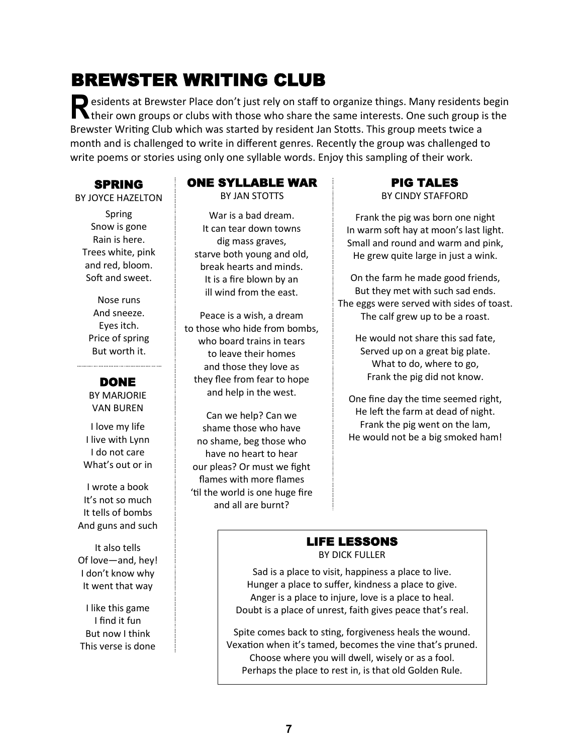# BREWSTER WRITING CLUB

Residents at Brewster Place don't just rely on staff to organize things. Many residents begin their own groups or clubs with those who share the same interests. One such group is the Brewster Writing Club which was started by resident Jan Stotts. This group meets twice a month and is challenged to write in different genres. Recently the group was challenged to write poems or stories using only one syllable words. Enjoy this sampling of their work.

## SPRING

BY JOYCE HAZELTON

Spring  
Snow is gone  
Rain is here.  
Trees white, pink  
and red, bloom.  
Soft and sweet.

Nose runs  
And sneeze.  
Eyes itch.  
Price of spring  
But worth it.

## DONE

BY MARJORIE VAN BUREN

I love my life  
I live with Lynn  
I do not care  
What's out or in

I wrote a book  
It's not so much  
It tells of bombs  
And guns and such

It also tells  
Of love—and, hey!  
I don't know why  
It went that way

I like this game  
I find it fun  
But now I think  
This verse is done

## ONE SYLLABLE WAR

BY JAN STOTTS

War is a bad dream.  
It can tear down towns  
dig mass graves,  
starve both young and old,  
break hearts and minds.  
It is a fire blown by an  
ill wind from the east.

Peace is a wish, a dream  
to those who hide from bombs,  
who board trains in tears  
to leave their homes  
and those they love as  
they flee from fear to hope  
and help in the west.

Can we help? Can we  
shame those who have  
no shame, beg those who  
have no heart to hear  
our pleas? Or must we fight  
flames with more flames  
'til the world is one huge fire  
and all are burnt?

## PIG TALES

BY CINDY STAFFORD

Frank the pig was born one night  
In warm soft hay at moon's last light.  
Small and round and warm and pink,  
He grew quite large in just a wink.

On the farm he made good friends,  
But they met with such sad ends.  
The eggs were served with sides of toast.  
The calf grew up to be a roast.

He would not share this sad fate,  
Served up on a great big plate.  
What to do, where to go,  
Frank the pig did not know.

One fine day the time seemed right,  
He left the farm at dead of night.  
Frank the pig went on the lam,  
He would not be a big smoked ham!

## LIFE LESSONS

BY DICK FULLER

Sad is a place to visit, happiness a place to live.  
Hunger a place to suffer, kindness a place to give.  
Anger is a place to injure, love is a place to heal.  
Doubt is a place of unrest, faith gives peace that's real.

Spite comes back to sting, forgiveness heals the wound.  
Vexation when it's tamed, becomes the vine that's pruned.  
Choose where you will dwell, wisely or as a fool.  
Perhaps the place to rest in, is that old Golden Rule.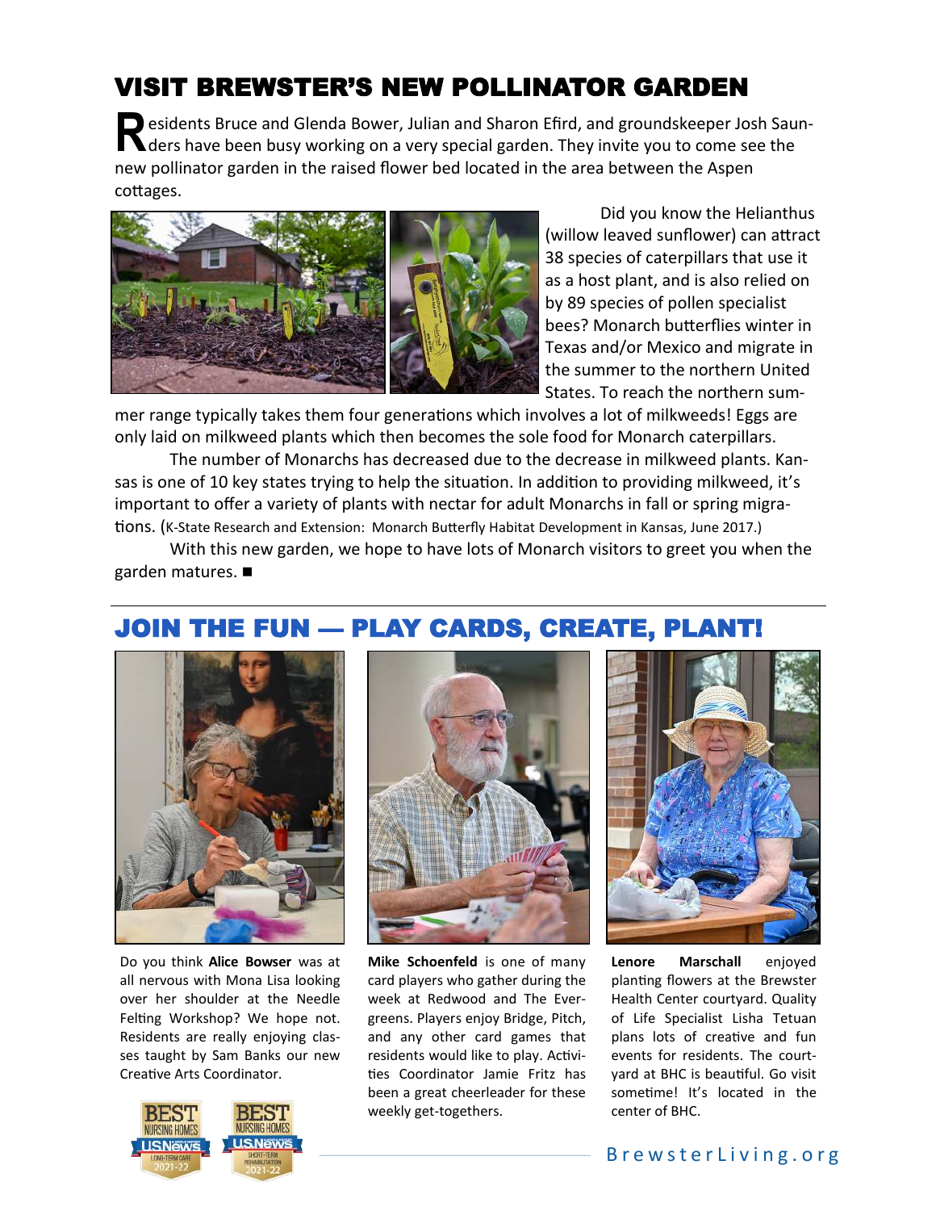## VISIT BREWSTER'S NEW POLLINATOR GARDEN

Residents Bruce and Glenda Bower, Julian and Sharon Efird, and groundskeeper Josh Saunders have been busy working on a very special garden. They invite you to come see the new pollinator garden in the raised flower bed located in the area between the Aspen cottages.

Did you know the Helianthus (willow leaved sunflower) can attract 38 species of caterpillars that use it as a host plant, and is also relied on by 89 species of pollen specialist bees? Monarch butterflies winter in Texas and/or Mexico and migrate in the summer to the northern United States. To reach the northern summer range typically takes them four generations which involves a lot of milkweeds! Eggs are only laid on milkweed plants which then becomes the sole food for Monarch caterpillars.

The number of Monarchs has decreased due to the decrease in milkweed plants. Kansas is one of 10 key states trying to help the situation. In addition to providing milkweed, it's important to offer a variety of plants with nectar for adult Monarchs in fall or spring migrations. (K-State Research and Extension: Monarch Butterfly Habitat Development in Kansas, June 2017.)

With this new garden, we hope to have lots of Monarch visitors to greet you when the garden matures. ■

## JOIN THE FUN — PLAY CARDS, CREATE, PLANT!

Do you think **Alice Bowser** was at all nervous with Mona Lisa looking over her shoulder at the Needle Felting Workshop? We hope not. Residents are really enjoying classes taught by Sam Banks our new Creative Arts Coordinator.

**Mike Schoenfeld** is one of many card players who gather during the week at Redwood and The Evergreens. Players enjoy Bridge, Pitch, and any other card games that residents would like to play. Activities Coordinator Jamie Fritz has been a great cheerleader for these weekly get-togethers.

**Lenore Marschall** enjoyed planting flowers at the Brewster Health Center courtyard. Quality of Life Specialist Lisha Tetuan plans lots of creative and fun events for residents. The courtyard at BHC is beautiful. Go visit sometime! It's located in the center of BHC.

BEST NURSING HOMES US News LONG-TERM CARE 2021-22

BEST NURSING HOMES US News SHORT-TERM REHABILITATION 2021-22

BrewsterLiving.org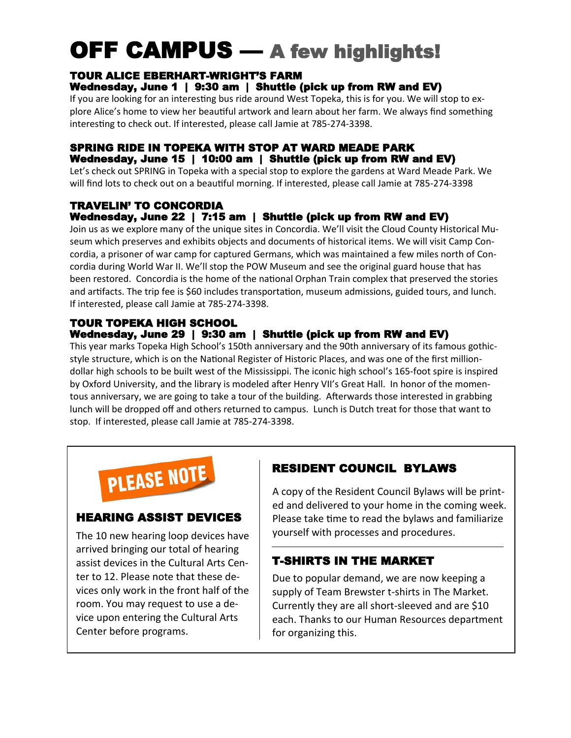# OFF CAMPUS — A few highlights!

### TOUR ALICE EBERHART-WRIGHT'S FARM
**Wednesday, June 1 | 9:30 am | Shuttle (pick up from RW and EV)**

If you are looking for an interesting bus ride around West Topeka, this is for you. We will stop to explore Alice's home to view her beautiful artwork and learn about her farm. We always find something interesting to check out. If interested, please call Jamie at 785-274-3398.

### SPRING RIDE IN TOPEKA WITH STOP AT WARD MEADE PARK
**Wednesday, June 15 | 10:00 am | Shuttle (pick up from RW and EV)**

Let's check out SPRING in Topeka with a special stop to explore the gardens at Ward Meade Park. We will find lots to check out on a beautiful morning. If interested, please call Jamie at 785-274-3398

### TRAVELIN' TO CONCORDIA
**Wednesday, June 22 | 7:15 am | Shuttle (pick up from RW and EV)**

Join us as we explore many of the unique sites in Concordia. We'll visit the Cloud County Historical Museum which preserves and exhibits objects and documents of historical items. We will visit Camp Concordia, a prisoner of war camp for captured Germans, which was maintained a few miles north of Concordia during World War II. We'll stop the POW Museum and see the original guard house that has been restored. Concordia is the home of the national Orphan Train complex that preserved the stories and artifacts. The trip fee is $60 includes transportation, museum admissions, guided tours, and lunch. If interested, please call Jamie at 785-274-3398.

### TOUR TOPEKA HIGH SCHOOL
**Wednesday, June 29 | 9:30 am | Shuttle (pick up from RW and EV)**

This year marks Topeka High School's 150th anniversary and the 90th anniversary of its famous gothic-style structure, which is on the National Register of Historic Places, and was one of the first million-dollar high schools to be built west of the Mississippi. The iconic high school's 165-foot spire is inspired by Oxford University, and the library is modeled after Henry VII's Great Hall. In honor of the momentous anniversary, we are going to take a tour of the building. Afterwards those interested in grabbing lunch will be dropped off and others returned to campus. Lunch is Dutch treat for those that want to stop. If interested, please call Jamie at 785-274-3398.

---

**PLEASE NOTE**

### HEARING ASSIST DEVICES

The 10 new hearing loop devices have arrived bringing our total of hearing assist devices in the Cultural Arts Center to 12. Please note that these devices only work in the front half of the room. You may request to use a device upon entering the Cultural Arts Center before programs.

### RESIDENT COUNCIL BYLAWS

A copy of the Resident Council Bylaws will be printed and delivered to your home in the coming week. Please take time to read the bylaws and familiarize yourself with processes and procedures.

### T-SHIRTS IN THE MARKET

Due to popular demand, we are now keeping a supply of Team Brewster t-shirts in The Market. Currently they are all short-sleeved and are $10 each. Thanks to our Human Resources department for organizing this.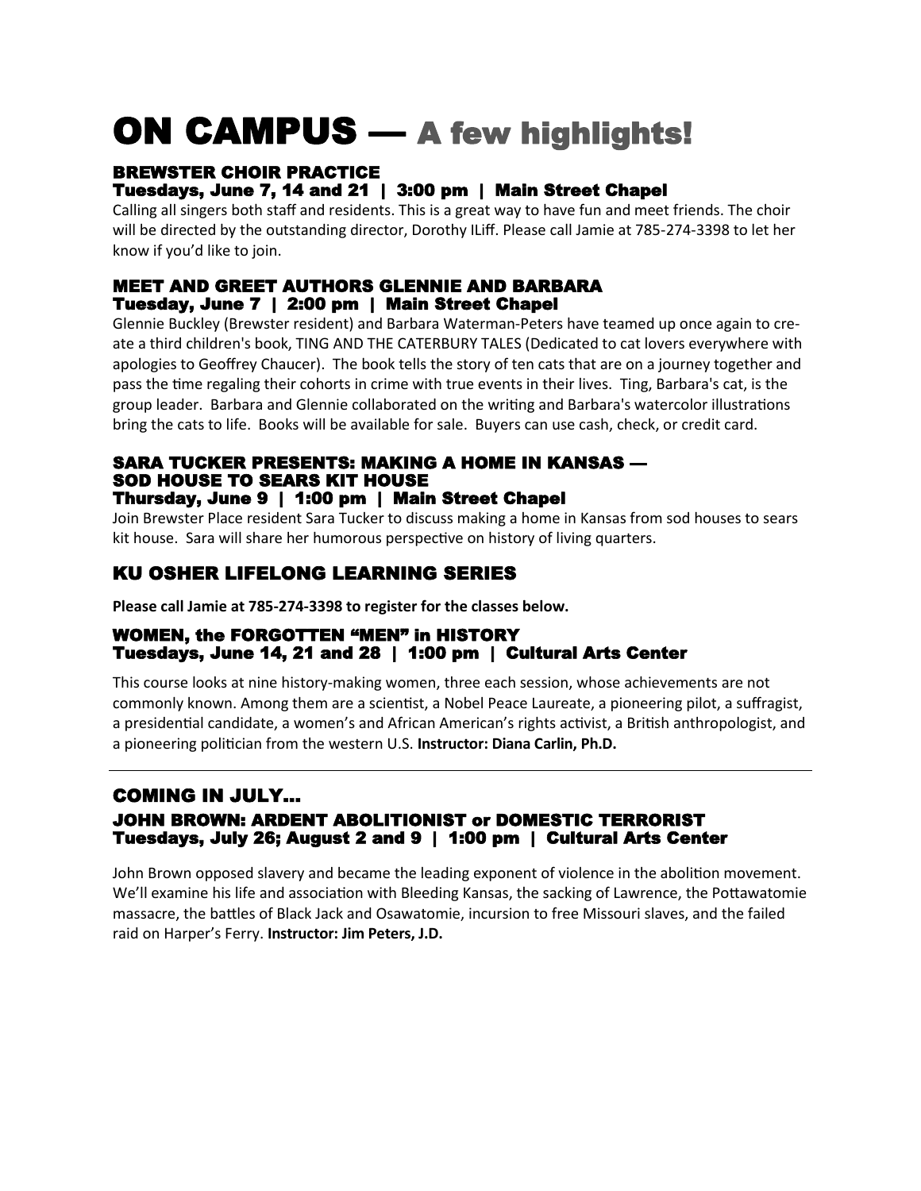# ON CAMPUS — A few highlights!

### BREWSTER CHOIR PRACTICE
**Tuesdays, June 7, 14 and 21 | 3:00 pm | Main Street Chapel**

Calling all singers both staff and residents. This is a great way to have fun and meet friends. The choir will be directed by the outstanding director, Dorothy ILiff. Please call Jamie at 785-274-3398 to let her know if you'd like to join.

### MEET AND GREET AUTHORS GLENNIE AND BARBARA
**Tuesday, June 7 | 2:00 pm | Main Street Chapel**

Glennie Buckley (Brewster resident) and Barbara Waterman-Peters have teamed up once again to create a third children's book, TING AND THE CATERBURY TALES (Dedicated to cat lovers everywhere with apologies to Geoffrey Chaucer). The book tells the story of ten cats that are on a journey together and pass the time regaling their cohorts in crime with true events in their lives. Ting, Barbara's cat, is the group leader. Barbara and Glennie collaborated on the writing and Barbara's watercolor illustrations bring the cats to life. Books will be available for sale. Buyers can use cash, check, or credit card.

### SARA TUCKER PRESENTS: MAKING A HOME IN KANSAS — SOD HOUSE TO SEARS KIT HOUSE
**Thursday, June 9 | 1:00 pm | Main Street Chapel**

Join Brewster Place resident Sara Tucker to discuss making a home in Kansas from sod houses to sears kit house. Sara will share her humorous perspective on history of living quarters.

## KU OSHER LIFELONG LEARNING SERIES

**Please call Jamie at 785-274-3398 to register for the classes below.**

### WOMEN, the FORGOTTEN "MEN" in HISTORY
**Tuesdays, June 14, 21 and 28 | 1:00 pm | Cultural Arts Center**

This course looks at nine history-making women, three each session, whose achievements are not commonly known. Among them are a scientist, a Nobel Peace Laureate, a pioneering pilot, a suffragist, a presidential candidate, a women's and African American's rights activist, a British anthropologist, and a pioneering politician from the western U.S. **Instructor: Diana Carlin, Ph.D.**

---

## COMING IN JULY...

### JOHN BROWN: ARDENT ABOLITIONIST or DOMESTIC TERRORIST
**Tuesdays, July 26; August 2 and 9 | 1:00 pm | Cultural Arts Center**

John Brown opposed slavery and became the leading exponent of violence in the abolition movement. We'll examine his life and association with Bleeding Kansas, the sacking of Lawrence, the Pottawatomie massacre, the battles of Black Jack and Osawatomie, incursion to free Missouri slaves, and the failed raid on Harper's Ferry. **Instructor: Jim Peters, J.D.**